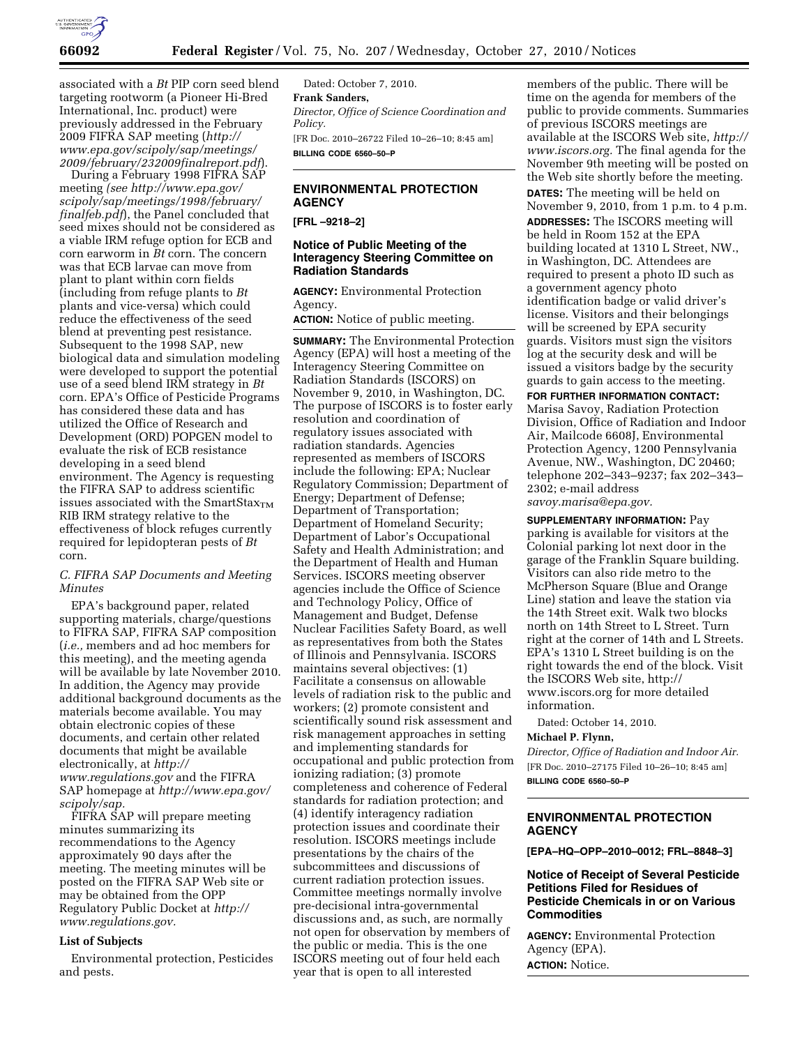associated with a *Bt* PIP corn seed blend targeting rootworm (a Pioneer Hi-Bred International, Inc. product) were previously addressed in the February 2009 FIFRA SAP meeting (*http://www.epa.gov/scipoly/sap/meetings/2009/february/232009finalreport.pdf*).

During a February 1998 FIFRA SAP meeting (*see http://www.epa.gov/scipoly/sap/meetings/1998/february/finalfeb.pdf*), the Panel concluded that seed mixes should not be considered as a viable IRM refuge option for ECB and corn earworm in *Bt* corn. The concern was that ECB larvae can move from plant to plant within corn fields (including from refuge plants to *Bt* plants and vice-versa) which could reduce the effectiveness of the seed blend at preventing pest resistance. Subsequent to the 1998 SAP, new biological data and simulation modeling were developed to support the potential use of a seed blend IRM strategy in *Bt* corn. EPA's Office of Pesticide Programs has considered these data and has utilized the Office of Research and Development (ORD) POPGEN model to evaluate the risk of ECB resistance developing in a seed blend environment. The Agency is requesting the FIFRA SAP to address scientific issues associated with the SmartStax$_{TM}$ RIB IRM strategy relative to the effectiveness of block refuges currently required for lepidopteran pests of *Bt* corn.

### *C. FIFRA SAP Documents and Meeting Minutes*

EPA's background paper, related supporting materials, charge/questions to FIFRA SAP, FIFRA SAP composition (*i.e.,* members and ad hoc members for this meeting), and the meeting agenda will be available by late November 2010. In addition, the Agency may provide additional background documents as the materials become available. You may obtain electronic copies of these documents, and certain other related documents that might be available electronically, at *http://www.regulations.gov* and the FIFRA SAP homepage at *http://www.epa.gov/scipoly/sap.*

FIFRA SAP will prepare meeting minutes summarizing its recommendations to the Agency approximately 90 days after the meeting. The meeting minutes will be posted on the FIFRA SAP Web site or may be obtained from the OPP Regulatory Public Docket at *http://www.regulations.gov.*

### List of Subjects

Environmental protection, Pesticides and pests.

Dated: October 7, 2010.

**Frank Sanders,**

*Director, Office of Science Coordination and Policy.*

[FR Doc. 2010–26722 Filed 10–26–10; 8:45 am]

**BILLING CODE 6560–50–P**

---

## ENVIRONMENTAL PROTECTION AGENCY

**[FRL –9218–2]**

## Notice of Public Meeting of the Interagency Steering Committee on Radiation Standards

**AGENCY:** Environmental Protection Agency.

**ACTION:** Notice of public meeting.

**SUMMARY:** The Environmental Protection Agency (EPA) will host a meeting of the Interagency Steering Committee on Radiation Standards (ISCORS) on November 9, 2010, in Washington, DC. The purpose of ISCORS is to foster early resolution and coordination of regulatory issues associated with radiation standards. Agencies represented as members of ISCORS include the following: EPA; Nuclear Regulatory Commission; Department of Energy; Department of Defense; Department of Transportation; Department of Homeland Security; Department of Labor's Occupational Safety and Health Administration; and the Department of Health and Human Services. ISCORS meeting observer agencies include the Office of Science and Technology Policy, Office of Management and Budget, Defense Nuclear Facilities Safety Board, as well as representatives from both the States of Illinois and Pennsylvania. ISCORS maintains several objectives: (1) Facilitate a consensus on allowable levels of radiation risk to the public and workers; (2) promote consistent and scientifically sound risk assessment and risk management approaches in setting and implementing standards for occupational and public protection from ionizing radiation; (3) promote completeness and coherence of Federal standards for radiation protection; and (4) identify interagency radiation protection issues and coordinate their resolution. ISCORS meetings include presentations by the chairs of the subcommittees and discussions of current radiation protection issues. Committee meetings normally involve pre-decisional intra-governmental discussions and, as such, are normally not open for observation by members of the public or media. This is the one ISCORS meeting out of four held each year that is open to all interested members of the public. There will be time on the agenda for members of the public to provide comments. Summaries of previous ISCORS meetings are available at the ISCORS Web site, *http://www.iscors.org.* The final agenda for the November 9th meeting will be posted on the Web site shortly before the meeting.

**DATES:** The meeting will be held on November 9, 2010, from 1 p.m. to 4 p.m.

**ADDRESSES:** The ISCORS meeting will be held in Room 152 at the EPA building located at 1310 L Street, NW., in Washington, DC. Attendees are required to present a photo ID such as a government agency photo identification badge or valid driver's license. Visitors and their belongings will be screened by EPA security guards. Visitors must sign the visitors log at the security desk and will be issued a visitors badge by the security guards to gain access to the meeting.

**FOR FURTHER INFORMATION CONTACT:** Marisa Savoy, Radiation Protection Division, Office of Radiation and Indoor Air, Mailcode 6608J, Environmental Protection Agency, 1200 Pennsylvania Avenue, NW., Washington, DC 20460; telephone 202–343–9237; fax 202–343–2302; e-mail address *savoy.marisa@epa.gov.*

**SUPPLEMENTARY INFORMATION:** Pay parking is available for visitors at the Colonial parking lot next door in the garage of the Franklin Square building. Visitors can also ride metro to the McPherson Square (Blue and Orange Line) station and leave the station via the 14th Street exit. Walk two blocks north on 14th Street to L Street. Turn right at the corner of 14th and L Streets. EPA's 1310 L Street building is on the right towards the end of the block. Visit the ISCORS Web site, http://www.iscors.org for more detailed information.

Dated: October 14, 2010.

**Michael P. Flynn,**

*Director, Office of Radiation and Indoor Air.*

[FR Doc. 2010–27175 Filed 10–26–10; 8:45 am]

**BILLING CODE 6560–50–P**

---

## ENVIRONMENTAL PROTECTION AGENCY

**[EPA–HQ–OPP–2010–0012; FRL–8848–3]**

## Notice of Receipt of Several Pesticide Petitions Filed for Residues of Pesticide Chemicals in or on Various Commodities

**AGENCY:** Environmental Protection Agency (EPA).

**ACTION:** Notice.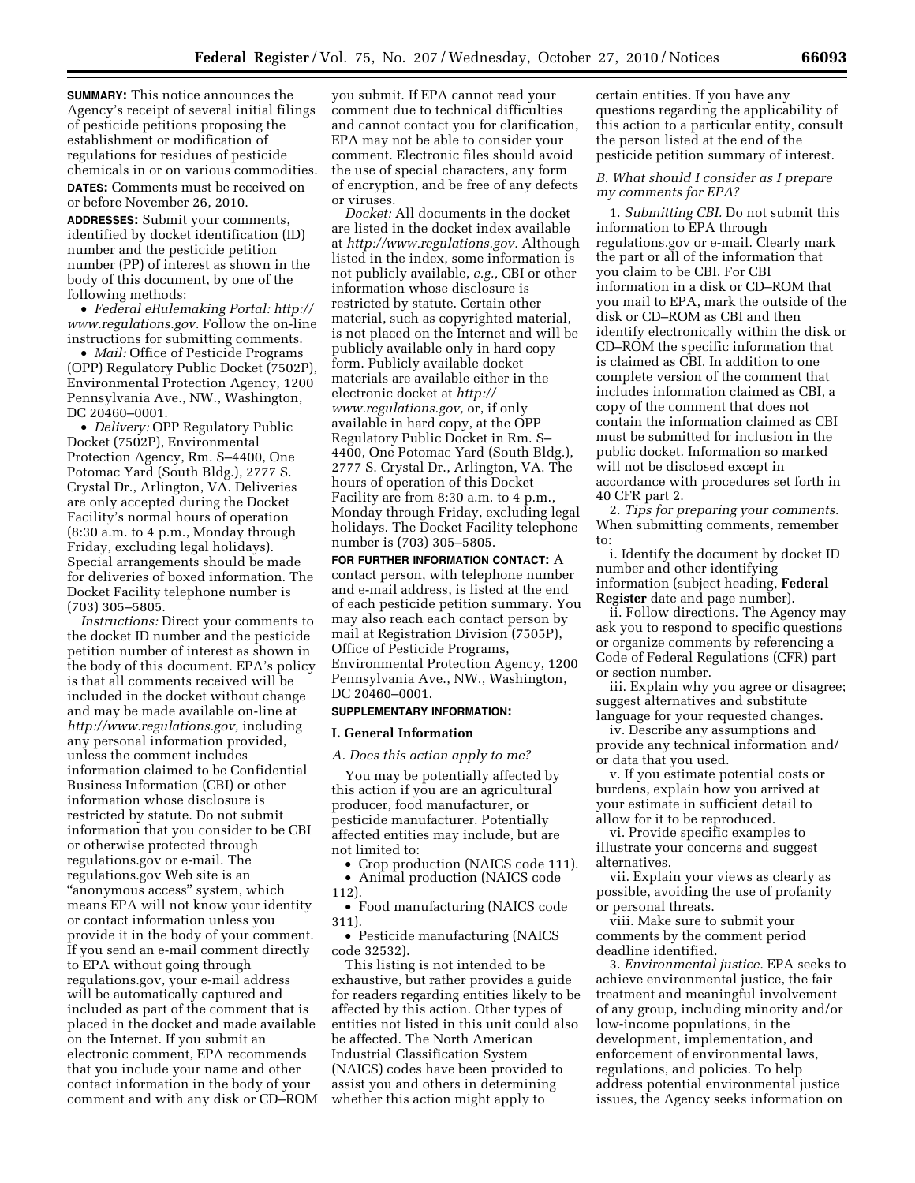**SUMMARY:** This notice announces the Agency's receipt of several initial filings of pesticide petitions proposing the establishment or modification of regulations for residues of pesticide chemicals in or on various commodities.

**DATES:** Comments must be received on or before November 26, 2010.

**ADDRESSES:** Submit your comments, identified by docket identification (ID) number and the pesticide petition number (PP) of interest as shown in the body of this document, by one of the following methods:

- *Federal eRulemaking Portal: http://www.regulations.gov.* Follow the on-line instructions for submitting comments.
- *Mail:* Office of Pesticide Programs (OPP) Regulatory Public Docket (7502P), Environmental Protection Agency, 1200 Pennsylvania Ave., NW., Washington, DC 20460–0001.
- *Delivery:* OPP Regulatory Public Docket (7502P), Environmental Protection Agency, Rm. S–4400, One Potomac Yard (South Bldg.), 2777 S. Crystal Dr., Arlington, VA. Deliveries are only accepted during the Docket Facility's normal hours of operation (8:30 a.m. to 4 p.m., Monday through Friday, excluding legal holidays). Special arrangements should be made for deliveries of boxed information. The Docket Facility telephone number is (703) 305–5805.

*Instructions:* Direct your comments to the docket ID number and the pesticide petition number of interest as shown in the body of this document. EPA's policy is that all comments received will be included in the docket without change and may be made available on-line at *http://www.regulations.gov,* including any personal information provided, unless the comment includes information claimed to be Confidential Business Information (CBI) or other information whose disclosure is restricted by statute. Do not submit information that you consider to be CBI or otherwise protected through regulations.gov or e-mail. The regulations.gov Web site is an "anonymous access" system, which means EPA will not know your identity or contact information unless you provide it in the body of your comment. If you send an e-mail comment directly to EPA without going through regulations.gov, your e-mail address will be automatically captured and included as part of the comment that is placed in the docket and made available on the Internet. If you submit an electronic comment, EPA recommends that you include your name and other contact information in the body of your comment and with any disk or CD–ROM you submit. If EPA cannot read your comment due to technical difficulties and cannot contact you for clarification, EPA may not be able to consider your comment. Electronic files should avoid the use of special characters, any form of encryption, and be free of any defects or viruses.

*Docket:* All documents in the docket are listed in the docket index available at *http://www.regulations.gov.* Although listed in the index, some information is not publicly available, *e.g.,* CBI or other information whose disclosure is restricted by statute. Certain other material, such as copyrighted material, is not placed on the Internet and will be publicly available only in hard copy form. Publicly available docket materials are available either in the electronic docket at *http://www.regulations.gov,* or, if only available in hard copy, at the OPP Regulatory Public Docket in Rm. S–4400, One Potomac Yard (South Bldg.), 2777 S. Crystal Dr., Arlington, VA. The hours of operation of this Docket Facility are from 8:30 a.m. to 4 p.m., Monday through Friday, excluding legal holidays. The Docket Facility telephone number is (703) 305–5805.

**FOR FURTHER INFORMATION CONTACT:** A contact person, with telephone number and e-mail address, is listed at the end of each pesticide petition summary. You may also reach each contact person by mail at Registration Division (7505P), Office of Pesticide Programs, Environmental Protection Agency, 1200 Pennsylvania Ave., NW., Washington, DC 20460–0001.

**SUPPLEMENTARY INFORMATION:**

## I. General Information

### *A. Does this action apply to me?*

You may be potentially affected by this action if you are an agricultural producer, food manufacturer, or pesticide manufacturer. Potentially affected entities may include, but are not limited to:

- Crop production (NAICS code 111).
- Animal production (NAICS code 112).
- Food manufacturing (NAICS code 311).
- Pesticide manufacturing (NAICS code 32532).

This listing is not intended to be exhaustive, but rather provides a guide for readers regarding entities likely to be affected by this action. Other types of entities not listed in this unit could also be affected. The North American Industrial Classification System (NAICS) codes have been provided to assist you and others in determining whether this action might apply to certain entities. If you have any questions regarding the applicability of this action to a particular entity, consult the person listed at the end of the pesticide petition summary of interest.

### *B. What should I consider as I prepare my comments for EPA?*

1. *Submitting CBI.* Do not submit this information to EPA through regulations.gov or e-mail. Clearly mark the part or all of the information that you claim to be CBI. For CBI information in a disk or CD–ROM that you mail to EPA, mark the outside of the disk or CD–ROM as CBI and then identify electronically within the disk or CD–ROM the specific information that is claimed as CBI. In addition to one complete version of the comment that includes information claimed as CBI, a copy of the comment that does not contain the information claimed as CBI must be submitted for inclusion in the public docket. Information so marked will not be disclosed except in accordance with procedures set forth in 40 CFR part 2.

2. *Tips for preparing your comments.* When submitting comments, remember to:

i. Identify the document by docket ID number and other identifying information (subject heading, **Federal Register** date and page number).

ii. Follow directions. The Agency may ask you to respond to specific questions or organize comments by referencing a Code of Federal Regulations (CFR) part or section number.

iii. Explain why you agree or disagree; suggest alternatives and substitute language for your requested changes.

iv. Describe any assumptions and provide any technical information and/or data that you used.

v. If you estimate potential costs or burdens, explain how you arrived at your estimate in sufficient detail to allow for it to be reproduced.

vi. Provide specific examples to illustrate your concerns and suggest alternatives.

vii. Explain your views as clearly as possible, avoiding the use of profanity or personal threats.

viii. Make sure to submit your comments by the comment period deadline identified.

3. *Environmental justice.* EPA seeks to achieve environmental justice, the fair treatment and meaningful involvement of any group, including minority and/or low-income populations, in the development, implementation, and enforcement of environmental laws, regulations, and policies. To help address potential environmental justice issues, the Agency seeks information on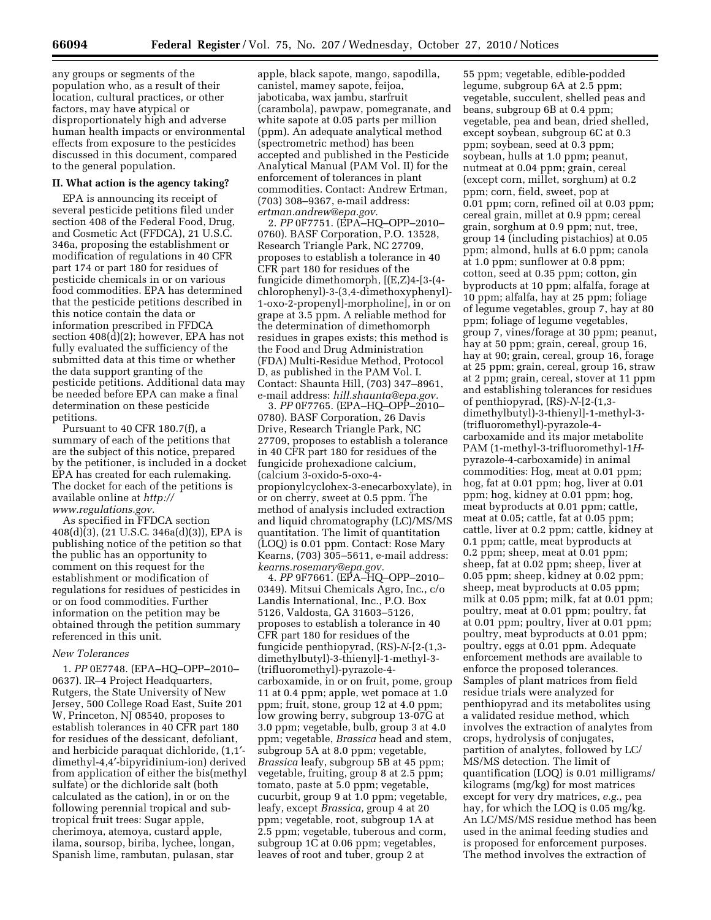any groups or segments of the population who, as a result of their location, cultural practices, or other factors, may have atypical or disproportionately high and adverse human health impacts or environmental effects from exposure to the pesticides discussed in this document, compared to the general population.

## II. What action is the agency taking?

EPA is announcing its receipt of several pesticide petitions filed under section 408 of the Federal Food, Drug, and Cosmetic Act (FFDCA), 21 U.S.C. 346a, proposing the establishment or modification of regulations in 40 CFR part 174 or part 180 for residues of pesticide chemicals in or on various food commodities. EPA has determined that the pesticide petitions described in this notice contain the data or information prescribed in FFDCA section 408(d)(2); however, EPA has not fully evaluated the sufficiency of the submitted data at this time or whether the data support granting of the pesticide petitions. Additional data may be needed before EPA can make a final determination on these pesticide petitions.

Pursuant to 40 CFR 180.7(f), a summary of each of the petitions that are the subject of this notice, prepared by the petitioner, is included in a docket EPA has created for each rulemaking. The docket for each of the petitions is available online at *http://www.regulations.gov.*

As specified in FFDCA section 408(d)(3), (21 U.S.C. 346a(d)(3)), EPA is publishing notice of the petition so that the public has an opportunity to comment on this request for the establishment or modification of regulations for residues of pesticides in or on food commodities. Further information on the petition may be obtained through the petition summary referenced in this unit.

### *New Tolerances*

1. *PP* 0E7748. (EPA–HQ–OPP–2010–0637). IR–4 Project Headquarters, Rutgers, the State University of New Jersey, 500 College Road East, Suite 201 W, Princeton, NJ 08540, proposes to establish tolerances in 40 CFR part 180 for residues of the dessicant, defoliant, and herbicide paraquat dichloride, (1,1′-dimethyl-4,4′-bipyridinium-ion) derived from application of either the bis(methyl sulfate) or the dichloride salt (both calculated as the cation), in or on the following perennial tropical and sub-tropical fruit trees: Sugar apple, cherimoya, atemoya, custard apple, ilama, soursop, biriba, lychee, longan, Spanish lime, rambutan, pulasan, star apple, black sapote, mango, sapodilla, canistel, mamey sapote, feijoa, jaboticaba, wax jambu, starfruit (carambola), pawpaw, pomegranate, and white sapote at 0.05 parts per million (ppm). An adequate analytical method (spectrometric method) has been accepted and published in the Pesticide Analytical Manual (PAM Vol. II) for the enforcement of tolerances in plant commodities. Contact: Andrew Ertman, (703) 308–9367, e-mail address: *ertman.andrew@epa.gov.*

2. *PP* 0F7751. (EPA–HQ–OPP–2010–0760). BASF Corporation, P.O. 13528, Research Triangle Park, NC 27709, proposes to establish a tolerance in 40 CFR part 180 for residues of the fungicide dimethomorph, [(E,Z)4-[3-(4-chlorophenyl)-3-(3,4-dimethoxyphenyl)-1-oxo-2-propenyl]-morpholine], in or on grape at 3.5 ppm. A reliable method for the determination of dimethomorph residues in grapes exists; this method is the Food and Drug Administration (FDA) Multi-Residue Method, Protocol D, as published in the PAM Vol. I. Contact: Shaunta Hill, (703) 347–8961, e-mail address: *hill.shaunta@epa.gov.*

3. *PP* 0F7765. (EPA–HQ–OPP–2010–0780). BASF Corporation, 26 Davis Drive, Research Triangle Park, NC 27709, proposes to establish a tolerance in 40 CFR part 180 for residues of the fungicide prohexadione calcium, (calcium 3-oxido-5-oxo-4-propionylcyclohex-3-enecarboxylate), in or on cherry, sweet at 0.5 ppm. The method of analysis included extraction and liquid chromatography (LC)/MS/MS quantitation. The limit of quantitation (LOQ) is 0.01 ppm. Contact: Rose Mary Kearns, (703) 305–5611, e-mail address: *kearns.rosemary@epa.gov.*

4. *PP* 9F7661. (EPA–HQ–OPP–2010–0349). Mitsui Chemicals Agro, Inc., c/o Landis International, Inc., P.O. Box 5126, Valdosta, GA 31603–5126, proposes to establish a tolerance in 40 CFR part 180 for residues of the fungicide penthiopyrad, (RS)-*N*-[2-(1,3-dimethylbutyl)-3-thienyl]-1-methyl-3-(trifluoromethyl)-pyrazole-4-carboxamide, in or on fruit, pome, group 11 at 0.4 ppm; apple, wet pomace at 1.0 ppm; fruit, stone, group 12 at 4.0 ppm; low growing berry, subgroup 13-07G at 3.0 ppm; vegetable, bulb, group 3 at 4.0 ppm; vegetable, *Brassica* head and stem, subgroup 5A at 8.0 ppm; vegetable, *Brassica* leafy, subgroup 5B at 45 ppm; vegetable, fruiting, group 8 at 2.5 ppm; tomato, paste at 5.0 ppm; vegetable, cucurbit, group 9 at 1.0 ppm; vegetable, leafy, except *Brassica,* group 4 at 20 ppm; vegetable, root, subgroup 1A at 2.5 ppm; vegetable, tuberous and corm, subgroup 1C at 0.06 ppm; vegetables, leaves of root and tuber, group 2 at 55 ppm; vegetable, edible-podded legume, subgroup 6A at 2.5 ppm; vegetable, succulent, shelled peas and beans, subgroup 6B at 0.4 ppm; vegetable, pea and bean, dried shelled, except soybean, subgroup 6C at 0.3 ppm; soybean, seed at 0.3 ppm; soybean, hulls at 1.0 ppm; peanut, nutmeat at 0.04 ppm; grain, cereal (except corn, millet, sorghum) at 0.2 ppm; corn, field, sweet, pop at 0.01 ppm; corn, refined oil at 0.03 ppm; cereal grain, millet at 0.9 ppm; cereal grain, sorghum at 0.9 ppm; nut, tree, group 14 (including pistachios) at 0.05 ppm; almond, hulls at 6.0 ppm; canola at 1.0 ppm; sunflower at 0.8 ppm; cotton, seed at 0.35 ppm; cotton, gin byproducts at 10 ppm; alfalfa, forage at 10 ppm; alfalfa, hay at 25 ppm; foliage of legume vegetables, group 7, hay at 80 ppm; foliage of legume vegetables, group 7, vines/forage at 30 ppm; peanut, hay at 50 ppm; grain, cereal, group 16, hay at 90; grain, cereal, group 16, forage at 25 ppm; grain, cereal, group 16, straw at 2 ppm; grain, cereal, stover at 11 ppm and establishing tolerances for residues of penthiopyrad, (RS)-*N*-[2-(1,3-dimethylbutyl)-3-thienyl]-1-methyl-3-(trifluoromethyl)-pyrazole-4-carboxamide and its major metabolite PAM (1-methyl-3-trifluoromethyl-1*H*-pyrazole-4-carboxamide) in animal commodities: Hog, meat at 0.01 ppm; hog, fat at 0.01 ppm; hog, liver at 0.01 ppm; hog, kidney at 0.01 ppm; hog, meat byproducts at 0.01 ppm; cattle, meat at 0.05; cattle, fat at 0.05 ppm; cattle, liver at 0.2 ppm; cattle, kidney at 0.1 ppm; cattle, meat byproducts at 0.2 ppm; sheep, meat at 0.01 ppm; sheep, fat at 0.02 ppm; sheep, liver at 0.05 ppm; sheep, kidney at 0.02 ppm; sheep, meat byproducts at 0.05 ppm; milk at 0.05 ppm; milk, fat at 0.01 ppm; poultry, meat at 0.01 ppm; poultry, fat at 0.01 ppm; poultry, liver at 0.01 ppm; poultry, meat byproducts at 0.01 ppm; poultry, eggs at 0.01 ppm. Adequate enforcement methods are available to enforce the proposed tolerances. Samples of plant matrices from field residue trials were analyzed for penthiopyrad and its metabolites using a validated residue method, which involves the extraction of analytes from crops, hydrolysis of conjugates, partition of analytes, followed by LC/MS/MS detection. The limit of quantification (LOQ) is 0.01 milligrams/kilograms (mg/kg) for most matrices except for very dry matrices, *e.g.,* pea hay, for which the LOQ is 0.05 mg/kg. An LC/MS/MS residue method has been used in the animal feeding studies and is proposed for enforcement purposes. The method involves the extraction of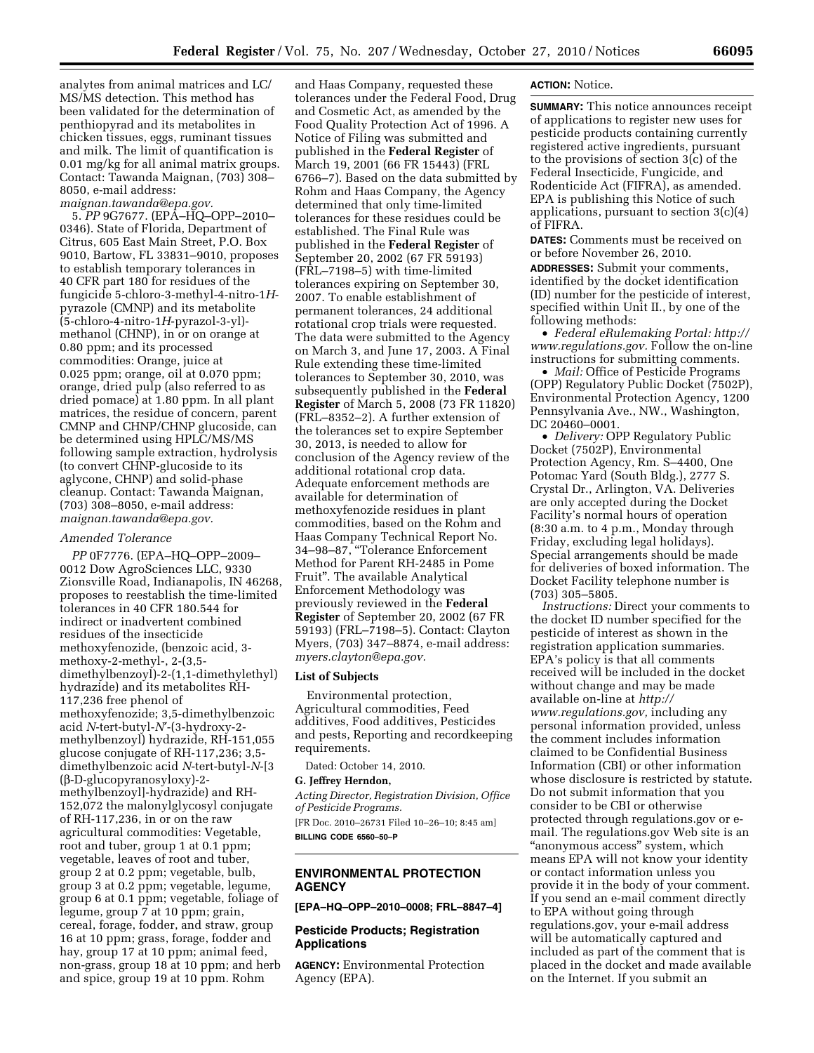analytes from animal matrices and LC/MS/MS detection. This method has been validated for the determination of penthiopyrad and its metabolites in chicken tissues, eggs, ruminant tissues and milk. The limit of quantification is 0.01 mg/kg for all animal matrix groups. Contact: Tawanda Maignan, (703) 308–8050, e-mail address: *maignan.tawanda@epa.gov.*

5. *PP* 9G7677. (EPA–HQ–OPP–2010–0346). State of Florida, Department of Citrus, 605 East Main Street, P.O. Box 9010, Bartow, FL 33831–9010, proposes to establish temporary tolerances in 40 CFR part 180 for residues of the fungicide 5-chloro-3-methyl-4-nitro-1*H*-pyrazole (CMNP) and its metabolite (5-chloro-4-nitro-1*H*-pyrazol-3-yl)-methanol (CHNP), in or on orange at 0.80 ppm; and its processed commodities: Orange, juice at 0.025 ppm; orange, oil at 0.070 ppm; orange, dried pulp (also referred to as dried pomace) at 1.80 ppm. In all plant matrices, the residue of concern, parent CMNP and CHNP/CHNP glucoside, can be determined using HPLC/MS/MS following sample extraction, hydrolysis (to convert CHNP-glucoside to its aglycone, CHNP) and solid-phase cleanup. Contact: Tawanda Maignan, (703) 308–8050, e-mail address: *maignan.tawanda@epa.gov.*

*Amended Tolerance*

*PP* 0F7776. (EPA–HQ–OPP–2009–0012 Dow AgroSciences LLC, 9330 Zionsville Road, Indianapolis, IN 46268, proposes to reestablish the time-limited tolerances in 40 CFR 180.544 for indirect or inadvertent combined residues of the insecticide methoxyfenozide, (benzoic acid, 3-methoxy-2-methyl-, 2-(3,5-dimethylbenzoyl)-2-(1,1-dimethylethyl) hydrazide) and its metabolites RH-117,236 free phenol of methoxyfenozide; 3,5-dimethylbenzoic acid *N*-tert-butyl-*N*′-(3-hydroxy-2-methylbenzoyl) hydrazide, RH-151,055 glucose conjugate of RH-117,236; 3,5-dimethylbenzoic acid *N*-tert-butyl-*N*-[3 (β-D-glucopyranosyloxy)-2-methylbenzoyl]-hydrazide) and RH-152,072 the malonylglycosyl conjugate of RH-117,236, in or on the raw agricultural commodities: Vegetable, root and tuber, group 1 at 0.1 ppm; vegetable, leaves of root and tuber, group 2 at 0.2 ppm; vegetable, bulb, group 3 at 0.2 ppm; vegetable, legume, group 6 at 0.1 ppm; vegetable, foliage of legume, group 7 at 10 ppm; grain, cereal, forage, fodder, and straw, group 16 at 10 ppm; grass, forage, fodder and hay, group 17 at 10 ppm; animal feed, non-grass, group 18 at 10 ppm; and herb and spice, group 19 at 10 ppm. Rohm and Haas Company, requested these tolerances under the Federal Food, Drug and Cosmetic Act, as amended by the Food Quality Protection Act of 1996. A Notice of Filing was submitted and published in the **Federal Register** of March 19, 2001 (66 FR 15443) (FRL 6766–7). Based on the data submitted by Rohm and Haas Company, the Agency determined that only time-limited tolerances for these residues could be established. The Final Rule was published in the **Federal Register** of September 20, 2002 (67 FR 59193) (FRL–7198–5) with time-limited tolerances expiring on September 30, 2007. To enable establishment of permanent tolerances, 24 additional rotational crop trials were requested. The data were submitted to the Agency on March 3, and June 17, 2003. A Final Rule extending these time-limited tolerances to September 30, 2010, was subsequently published in the **Federal Register** of March 5, 2008 (73 FR 11820) (FRL–8352–2). A further extension of the tolerances set to expire September 30, 2013, is needed to allow for conclusion of the Agency review of the additional rotational crop data. Adequate enforcement methods are available for determination of methoxyfenozide residues in plant commodities, based on the Rohm and Haas Company Technical Report No. 34–98–87, "Tolerance Enforcement Method for Parent RH-2485 in Pome Fruit". The available Analytical Enforcement Methodology was previously reviewed in the **Federal Register** of September 20, 2002 (67 FR 59193) (FRL–7198–5). Contact: Clayton Myers, (703) 347–8874, e-mail address: *myers.clayton@epa.gov.*

## List of Subjects

Environmental protection, Agricultural commodities, Feed additives, Food additives, Pesticides and pests, Reporting and recordkeeping requirements.

Dated: October 14, 2010.

**G. Jeffrey Herndon,**

*Acting Director, Registration Division, Office of Pesticide Programs.*

[FR Doc. 2010–26731 Filed 10–26–10; 8:45 am]

**BILLING CODE 6560–50–P**

## ENVIRONMENTAL PROTECTION AGENCY

**[EPA–HQ–OPP–2010–0008; FRL–8847–4]**

## Pesticide Products; Registration Applications

**AGENCY:** Environmental Protection Agency (EPA).

**ACTION:** Notice.

**SUMMARY:** This notice announces receipt of applications to register new uses for pesticide products containing currently registered active ingredients, pursuant to the provisions of section 3(c) of the Federal Insecticide, Fungicide, and Rodenticide Act (FIFRA), as amended. EPA is publishing this Notice of such applications, pursuant to section 3(c)(4) of FIFRA.

**DATES:** Comments must be received on or before November 26, 2010.

**ADDRESSES:** Submit your comments, identified by the docket identification (ID) number for the pesticide of interest, specified within Unit II., by one of the following methods:

- *Federal eRulemaking Portal: http://www.regulations.gov.* Follow the on-line instructions for submitting comments.
- *Mail:* Office of Pesticide Programs (OPP) Regulatory Public Docket (7502P), Environmental Protection Agency, 1200 Pennsylvania Ave., NW., Washington, DC 20460–0001.
- *Delivery:* OPP Regulatory Public Docket (7502P), Environmental Protection Agency, Rm. S–4400, One Potomac Yard (South Bldg.), 2777 S. Crystal Dr., Arlington, VA. Deliveries are only accepted during the Docket Facility's normal hours of operation (8:30 a.m. to 4 p.m., Monday through Friday, excluding legal holidays). Special arrangements should be made for deliveries of boxed information. The Docket Facility telephone number is (703) 305–5805.

*Instructions:* Direct your comments to the docket ID number specified for the pesticide of interest as shown in the registration application summaries. EPA's policy is that all comments received will be included in the docket without change and may be made available on-line at *http://www.regulations.gov,* including any personal information provided, unless the comment includes information claimed to be Confidential Business Information (CBI) or other information whose disclosure is restricted by statute. Do not submit information that you consider to be CBI or otherwise protected through regulations.gov or e-mail. The regulations.gov Web site is an "anonymous access" system, which means EPA will not know your identity or contact information unless you provide it in the body of your comment. If you send an e-mail comment directly to EPA without going through regulations.gov, your e-mail address will be automatically captured and included as part of the comment that is placed in the docket and made available on the Internet. If you submit an